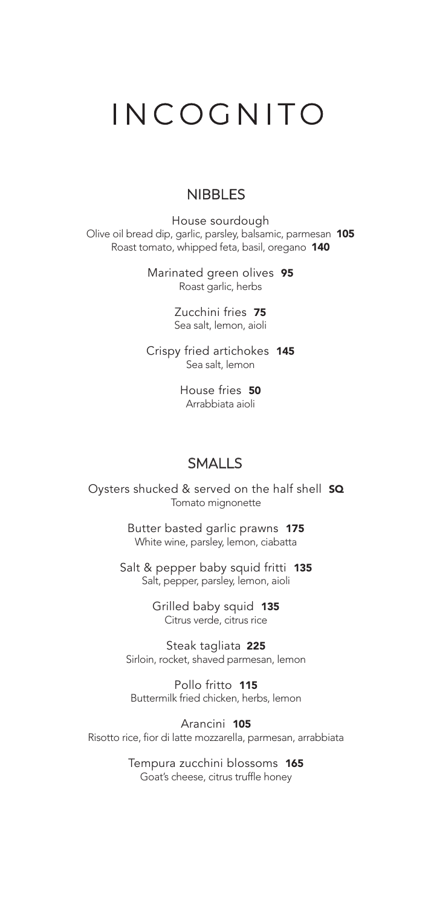# INCOGNITO

## NIBBLES

House sourdough
Olive oil bread dip, garlic, parsley, balsamic, parmesan **105**
Roast tomato, whipped feta, basil, oregano **140**

Marinated green olives **95**
Roast garlic, herbs

Zucchini fries **75**
Sea salt, lemon, aioli

Crispy fried artichokes **145**
Sea salt, lemon

House fries **50**
Arrabbiata aioli

## SMALLS

Oysters shucked & served on the half shell **SQ**
Tomato mignonette

Butter basted garlic prawns **175**
White wine, parsley, lemon, ciabatta

Salt & pepper baby squid fritti **135**
Salt, pepper, parsley, lemon, aioli

Grilled baby squid **135**
Citrus verde, citrus rice

Steak tagliata **225**
Sirloin, rocket, shaved parmesan, lemon

Pollo fritto **115**
Buttermilk fried chicken, herbs, lemon

Arancini **105**
Risotto rice, fior di latte mozzarella, parmesan, arrabbiata

Tempura zucchini blossoms **165**
Goat's cheese, citrus truffle honey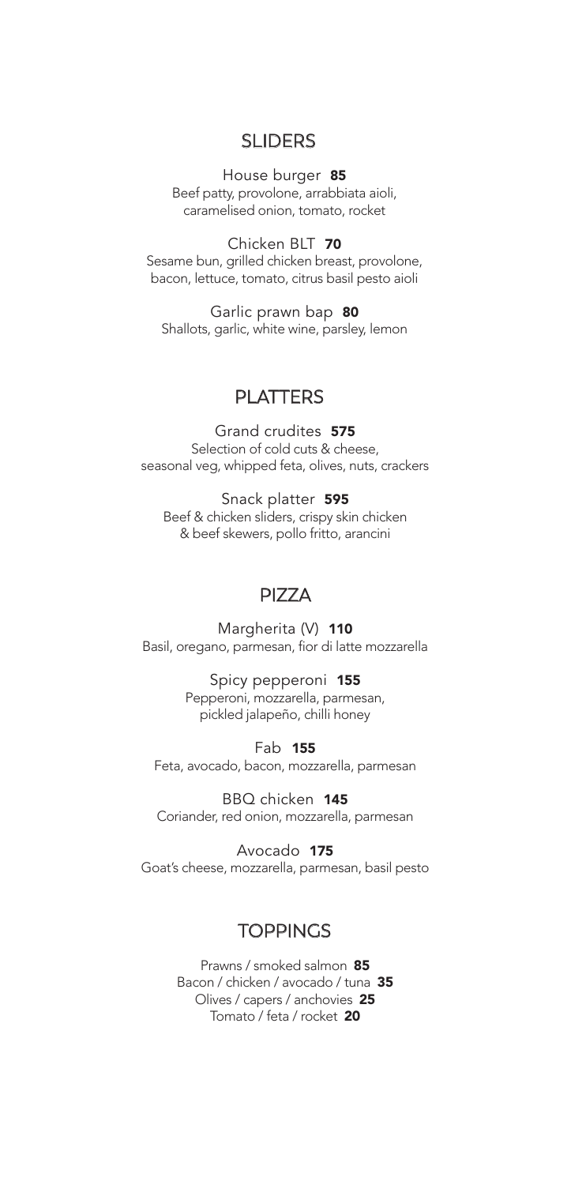## SLIDERS

House burger **85**
Beef patty, provolone, arrabbiata aioli, caramelised onion, tomato, rocket

Chicken BLT **70**
Sesame bun, grilled chicken breast, provolone, bacon, lettuce, tomato, citrus basil pesto aioli

Garlic prawn bap **80**
Shallots, garlic, white wine, parsley, lemon

## PLATTERS

Grand crudites **575**
Selection of cold cuts & cheese, seasonal veg, whipped feta, olives, nuts, crackers

Snack platter **595**
Beef & chicken sliders, crispy skin chicken & beef skewers, pollo fritto, arancini

## PIZZA

Margherita (V) **110**
Basil, oregano, parmesan, fior di latte mozzarella

Spicy pepperoni **155**
Pepperoni, mozzarella, parmesan, pickled jalapeño, chilli honey

Fab **155**
Feta, avocado, bacon, mozzarella, parmesan

BBQ chicken **145**
Coriander, red onion, mozzarella, parmesan

Avocado **175**
Goat's cheese, mozzarella, parmesan, basil pesto

## TOPPINGS

Prawns / smoked salmon **85**
Bacon / chicken / avocado / tuna **35**
Olives / capers / anchovies **25**
Tomato / feta / rocket **20**